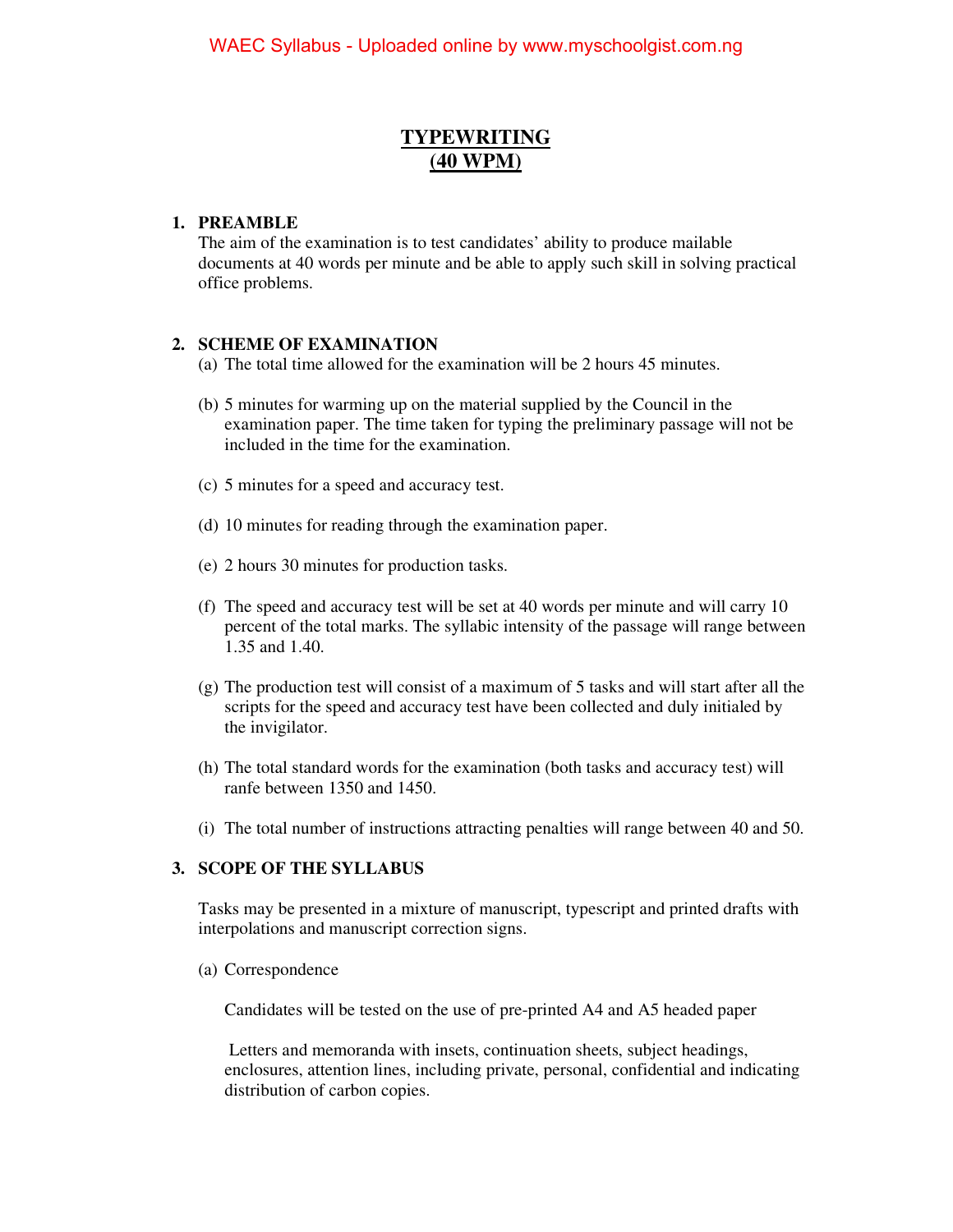# TYPEWRITING
# (40 WPM)

## 1. PREAMBLE

The aim of the examination is to test candidates' ability to produce mailable documents at 40 words per minute and be able to apply such skill in solving practical office problems.

## 2. SCHEME OF EXAMINATION

(a) The total time allowed for the examination will be 2 hours 45 minutes.

(b) 5 minutes for warming up on the material supplied by the Council in the examination paper. The time taken for typing the preliminary passage will not be included in the time for the examination.

(c) 5 minutes for a speed and accuracy test.

(d) 10 minutes for reading through the examination paper.

(e) 2 hours 30 minutes for production tasks.

(f) The speed and accuracy test will be set at 40 words per minute and will carry 10 percent of the total marks. The syllabic intensity of the passage will range between 1.35 and 1.40.

(g) The production test will consist of a maximum of 5 tasks and will start after all the scripts for the speed and accuracy test have been collected and duly initialed by the invigilator.

(h) The total standard words for the examination (both tasks and accuracy test) will ranfe between 1350 and 1450.

(i) The total number of instructions attracting penalties will range between 40 and 50.

## 3. SCOPE OF THE SYLLABUS

Tasks may be presented in a mixture of manuscript, typescript and printed drafts with interpolations and manuscript correction signs.

(a) Correspondence

Candidates will be tested on the use of pre-printed A4 and A5 headed paper

Letters and memoranda with insets, continuation sheets, subject headings, enclosures, attention lines, including private, personal, confidential and indicating distribution of carbon copies.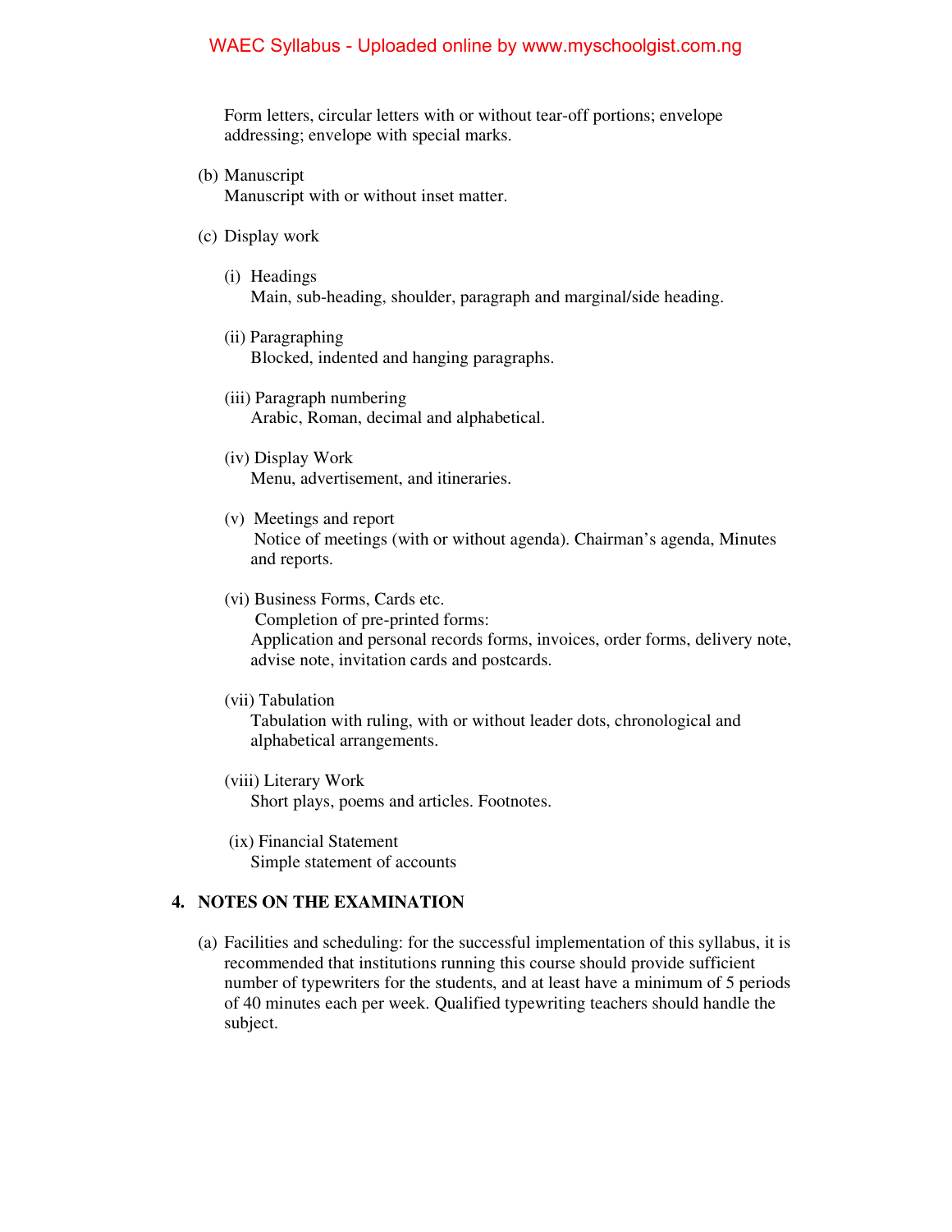Form letters, circular letters with or without tear-off portions; envelope addressing; envelope with special marks.

(b) Manuscript
Manuscript with or without inset matter.

(c) Display work

(i) Headings
Main, sub-heading, shoulder, paragraph and marginal/side heading.

(ii) Paragraphing
Blocked, indented and hanging paragraphs.

(iii) Paragraph numbering
Arabic, Roman, decimal and alphabetical.

(iv) Display Work
Menu, advertisement, and itineraries.

(v) Meetings and report
Notice of meetings (with or without agenda). Chairman's agenda, Minutes and reports.

(vi) Business Forms, Cards etc.
Completion of pre-printed forms:
Application and personal records forms, invoices, order forms, delivery note, advise note, invitation cards and postcards.

(vii) Tabulation
Tabulation with ruling, with or without leader dots, chronological and alphabetical arrangements.

(viii) Literary Work
Short plays, poems and articles. Footnotes.

(ix) Financial Statement
Simple statement of accounts

## 4. NOTES ON THE EXAMINATION

(a) Facilities and scheduling: for the successful implementation of this syllabus, it is recommended that institutions running this course should provide sufficient number of typewriters for the students, and at least have a minimum of 5 periods of 40 minutes each per week. Qualified typewriting teachers should handle the subject.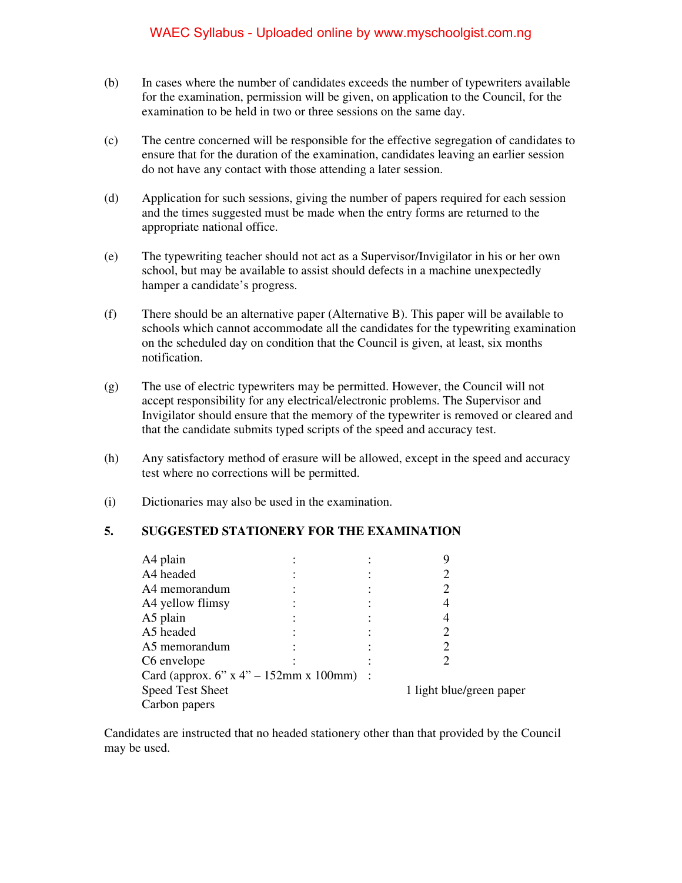(b) In cases where the number of candidates exceeds the number of typewriters available for the examination, permission will be given, on application to the Council, for the examination to be held in two or three sessions on the same day.

(c) The centre concerned will be responsible for the effective segregation of candidates to ensure that for the duration of the examination, candidates leaving an earlier session do not have any contact with those attending a later session.

(d) Application for such sessions, giving the number of papers required for each session and the times suggested must be made when the entry forms are returned to the appropriate national office.

(e) The typewriting teacher should not act as a Supervisor/Invigilator in his or her own school, but may be available to assist should defects in a machine unexpectedly hamper a candidate's progress.

(f) There should be an alternative paper (Alternative B). This paper will be available to schools which cannot accommodate all the candidates for the typewriting examination on the scheduled day on condition that the Council is given, at least, six months notification.

(g) The use of electric typewriters may be permitted. However, the Council will not accept responsibility for any electrical/electronic problems. The Supervisor and Invigilator should ensure that the memory of the typewriter is removed or cleared and that the candidate submits typed scripts of the speed and accuracy test.

(h) Any satisfactory method of erasure will be allowed, except in the speed and accuracy test where no corrections will be permitted.

(i) Dictionaries may also be used in the examination.

## 5. SUGGESTED STATIONERY FOR THE EXAMINATION

| Item | | | Quantity |
|---|---|---|---|
| A4 plain | : | : | 9 |
| A4 headed | : | : | 2 |
| A4 memorandum | : | : | 2 |
| A4 yellow flimsy | : | : | 4 |
| A5 plain | : | : | 4 |
| A5 headed | : | : | 2 |
| A5 memorandum | : | : | 2 |
| C6 envelope | : | : | 2 |
| Card (approx. 6" x 4" – 152mm x 100mm) | | : | |
| Speed Test Sheet | | | 1 light blue/green paper |
| Carbon papers | | | |

Candidates are instructed that no headed stationery other than that provided by the Council may be used.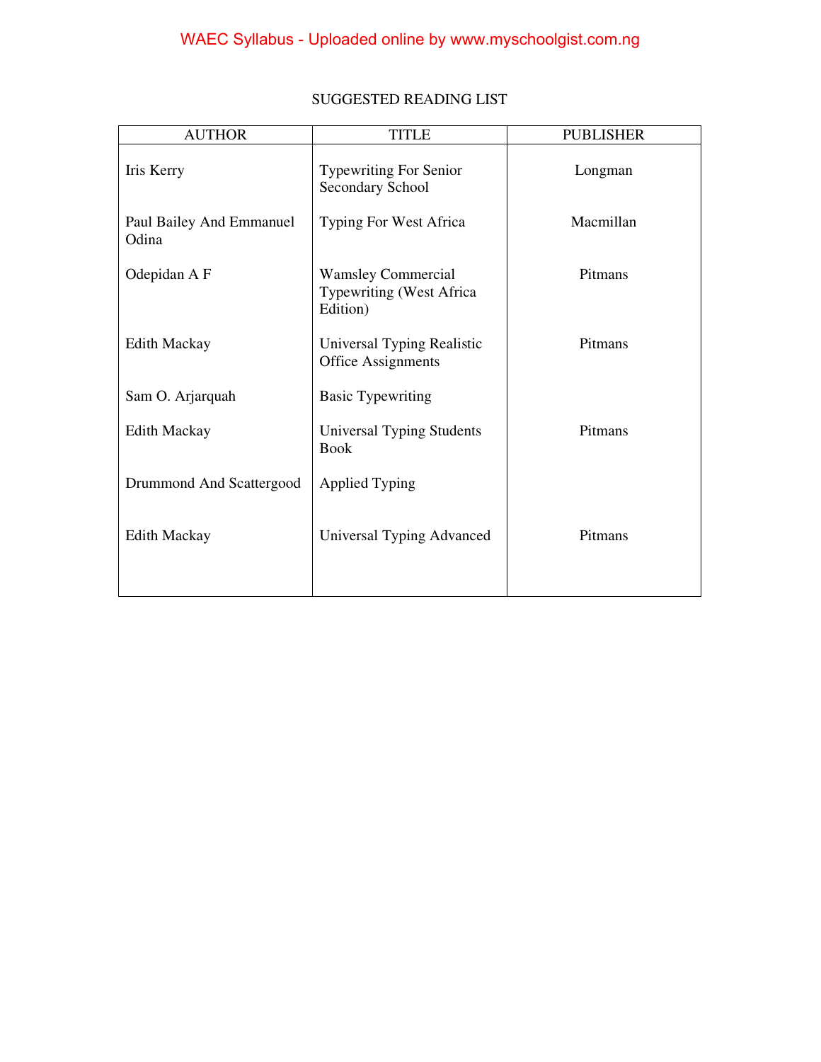## SUGGESTED READING LIST

| AUTHOR | TITLE | PUBLISHER |
|---|---|---|
| Iris Kerry | Typewriting For Senior Secondary School | Longman |
| Paul Bailey And Emmanuel Odina | Typing For West Africa | Macmillan |
| Odepidan A F | Wamsley Commercial Typewriting (West Africa Edition) | Pitmans |
| Edith Mackay | Universal Typing Realistic Office Assignments | Pitmans |
| Sam O. Arjarquah | Basic Typewriting | |
| Edith Mackay | Universal Typing Students Book | Pitmans |
| Drummond And Scattergood | Applied Typing | |
| Edith Mackay | Universal Typing Advanced | Pitmans |